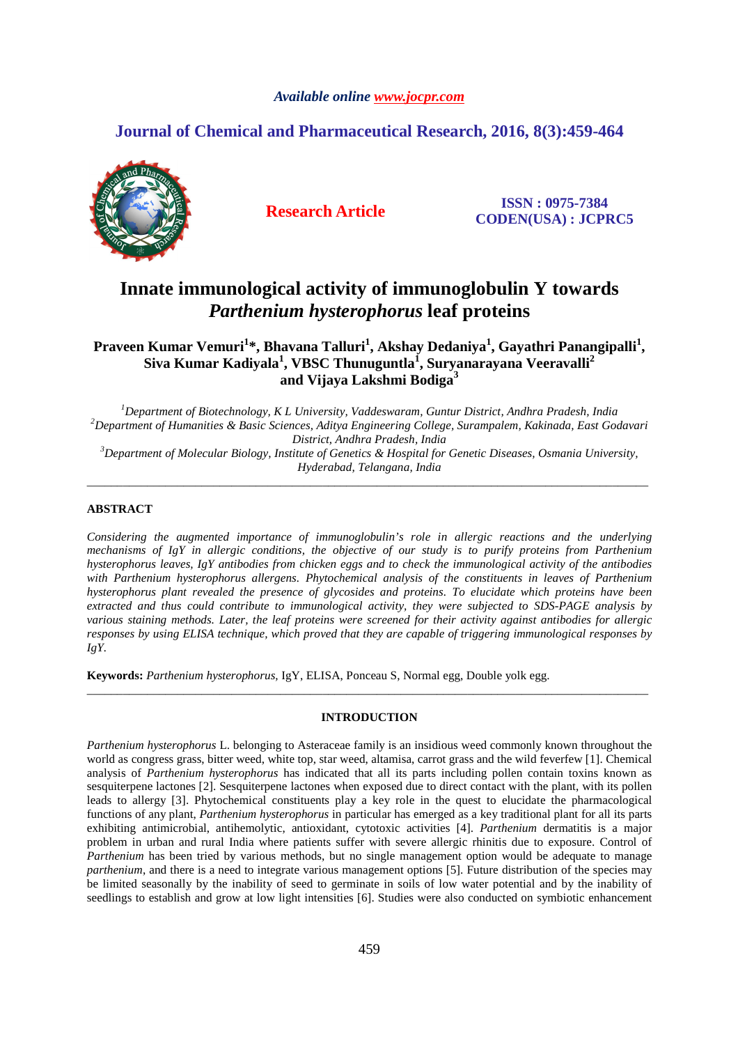Available online www.jocpr.com

**Journal of Chemical and Pharmaceutical Research, 2016, 8(3):459-464**

**Research Article**

**ISSN : 0975-7384**
**CODEN(USA) : JCPRC5**

# Innate immunological activity of immunoglobulin Y towards *Parthenium hysterophorus* leaf proteins

**Praveen Kumar Vemuri[1]\*, Bhavana Talluri[1], Akshay Dedaniya[1], Gayathri Panangipalli[1], Siva Kumar Kadiyala[1], VBSC Thunuguntla[1], Suryanarayana Veeravalli[2] and Vijaya Lakshmi Bodiga[3]**

[1]*Department of Biotechnology, K L University, Vaddeswaram, Guntur District, Andhra Pradesh, India*
[2]*Department of Humanities & Basic Sciences, Aditya Engineering College, Surampalem, Kakinada, East Godavari District, Andhra Pradesh, India*
[3]*Department of Molecular Biology, Institute of Genetics & Hospital for Genetic Diseases, Osmania University, Hyderabad, Telangana, India*

---

## ABSTRACT

*Considering the augmented importance of immunoglobulin's role in allergic reactions and the underlying mechanisms of IgY in allergic conditions, the objective of our study is to purify proteins from Parthenium hysterophorus leaves, IgY antibodies from chicken eggs and to check the immunological activity of the antibodies with Parthenium hysterophorus allergens. Phytochemical analysis of the constituents in leaves of Parthenium hysterophorus plant revealed the presence of glycosides and proteins. To elucidate which proteins have been extracted and thus could contribute to immunological activity, they were subjected to SDS-PAGE analysis by various staining methods. Later, the leaf proteins were screened for their activity against antibodies for allergic responses by using ELISA technique, which proved that they are capable of triggering immunological responses by IgY.*

**Keywords:** *Parthenium hysterophorus,* IgY, ELISA, Ponceau S, Normal egg, Double yolk egg.

---

## INTRODUCTION

*Parthenium hysterophorus* L. belonging to Asteraceae family is an insidious weed commonly known throughout the world as congress grass, bitter weed, white top, star weed, altamisa, carrot grass and the wild feverfew [1]. Chemical analysis of *Parthenium hysterophorus* has indicated that all its parts including pollen contain toxins known as sesquiterpene lactones [2]. Sesquiterpene lactones when exposed due to direct contact with the plant, with its pollen leads to allergy [3]. Phytochemical constituents play a key role in the quest to elucidate the pharmacological functions of any plant, *Parthenium hysterophorus* in particular has emerged as a key traditional plant for all its parts exhibiting antimicrobial, antihemolytic, antioxidant, cytotoxic activities [4]. *Parthenium* dermatitis is a major problem in urban and rural India where patients suffer with severe allergic rhinitis due to exposure. Control of *Parthenium* has been tried by various methods, but no single management option would be adequate to manage *parthenium*, and there is a need to integrate various management options [5]. Future distribution of the species may be limited seasonally by the inability of seed to germinate in soils of low water potential and by the inability of seedlings to establish and grow at low light intensities [6]. Studies were also conducted on symbiotic enhancement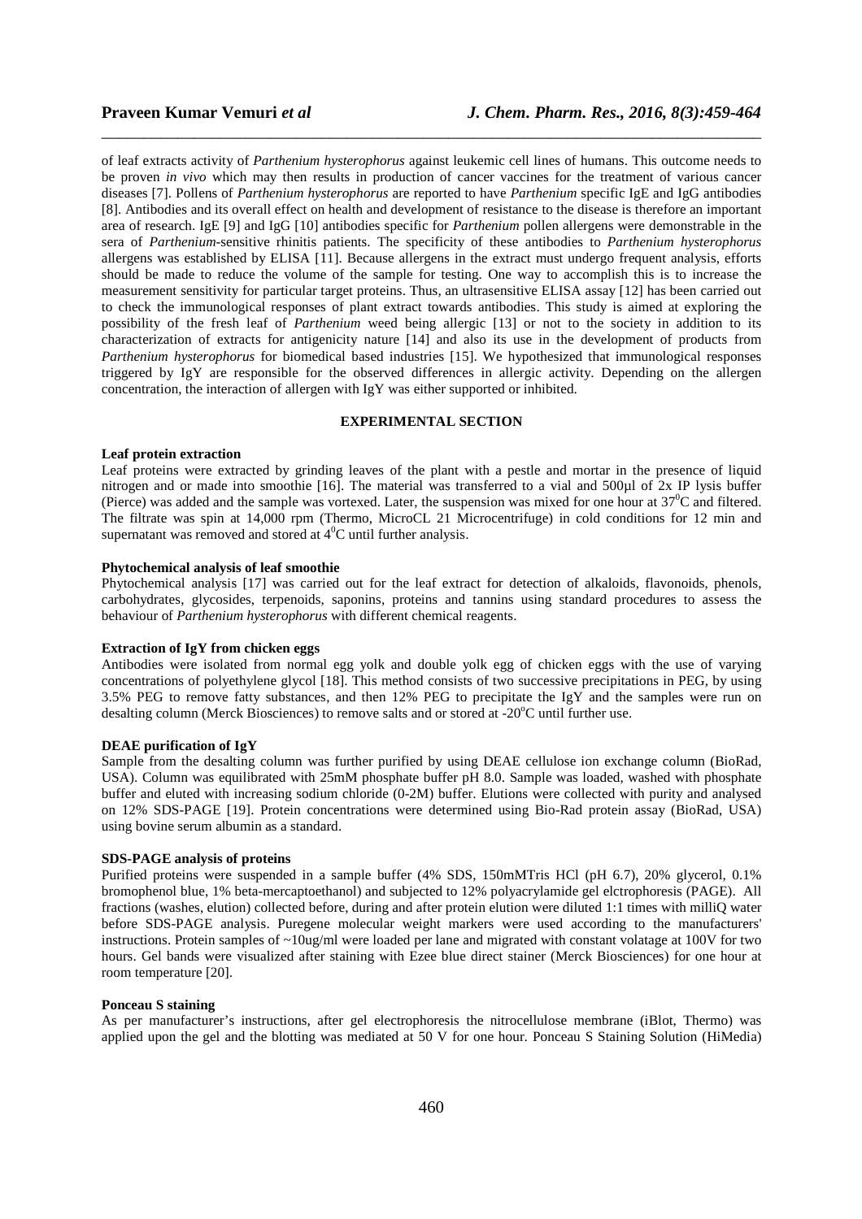of leaf extracts activity of *Parthenium hysterophorus* against leukemic cell lines of humans. This outcome needs to be proven *in vivo* which may then results in production of cancer vaccines for the treatment of various cancer diseases [7]. Pollens of *Parthenium hysterophorus* are reported to have *Parthenium* specific IgE and IgG antibodies [8]. Antibodies and its overall effect on health and development of resistance to the disease is therefore an important area of research. IgE [9] and IgG [10] antibodies specific for *Parthenium* pollen allergens were demonstrable in the sera of *Parthenium*-sensitive rhinitis patients. The specificity of these antibodies to *Parthenium hysterophorus* allergens was established by ELISA [11]. Because allergens in the extract must undergo frequent analysis, efforts should be made to reduce the volume of the sample for testing. One way to accomplish this is to increase the measurement sensitivity for particular target proteins. Thus, an ultrasensitive ELISA assay [12] has been carried out to check the immunological responses of plant extract towards antibodies. This study is aimed at exploring the possibility of the fresh leaf of *Parthenium* weed being allergic [13] or not to the society in addition to its characterization of extracts for antigenicity nature [14] and also its use in the development of products from *Parthenium hysterophorus* for biomedical based industries [15]. We hypothesized that immunological responses triggered by IgY are responsible for the observed differences in allergic activity. Depending on the allergen concentration, the interaction of allergen with IgY was either supported or inhibited.

## EXPERIMENTAL SECTION

**Leaf protein extraction**

Leaf proteins were extracted by grinding leaves of the plant with a pestle and mortar in the presence of liquid nitrogen and or made into smoothie [16]. The material was transferred to a vial and 500µl of 2x IP lysis buffer (Pierce) was added and the sample was vortexed. Later, the suspension was mixed for one hour at $37^0$C and filtered. The filtrate was spin at 14,000 rpm (Thermo, MicroCL 21 Microcentrifuge) in cold conditions for 12 min and supernatant was removed and stored at $4^0$C until further analysis.

**Phytochemical analysis of leaf smoothie**

Phytochemical analysis [17] was carried out for the leaf extract for detection of alkaloids, flavonoids, phenols, carbohydrates, glycosides, terpenoids, saponins, proteins and tannins using standard procedures to assess the behaviour of *Parthenium hysterophorus* with different chemical reagents.

**Extraction of IgY from chicken eggs**

Antibodies were isolated from normal egg yolk and double yolk egg of chicken eggs with the use of varying concentrations of polyethylene glycol [18]. This method consists of two successive precipitations in PEG, by using 3.5% PEG to remove fatty substances, and then 12% PEG to precipitate the IgY and the samples were run on desalting column (Merck Biosciences) to remove salts and or stored at -20°C until further use.

**DEAE purification of IgY**

Sample from the desalting column was further purified by using DEAE cellulose ion exchange column (BioRad, USA). Column was equilibrated with 25mM phosphate buffer pH 8.0. Sample was loaded, washed with phosphate buffer and eluted with increasing sodium chloride (0-2M) buffer. Elutions were collected with purity and analysed on 12% SDS-PAGE [19]. Protein concentrations were determined using Bio-Rad protein assay (BioRad, USA) using bovine serum albumin as a standard.

**SDS-PAGE analysis of proteins**

Purified proteins were suspended in a sample buffer (4% SDS, 150mMTris HCl (pH 6.7), 20% glycerol, 0.1% bromophenol blue, 1% beta-mercaptoethanol) and subjected to 12% polyacrylamide gel elctrophoresis (PAGE). All fractions (washes, elution) collected before, during and after protein elution were diluted 1:1 times with milliQ water before SDS-PAGE analysis. Puregene molecular weight markers were used according to the manufacturers' instructions. Protein samples of ~10ug/ml were loaded per lane and migrated with constant volatage at 100V for two hours. Gel bands were visualized after staining with Ezee blue direct stainer (Merck Biosciences) for one hour at room temperature [20].

**Ponceau S staining**

As per manufacturer's instructions, after gel electrophoresis the nitrocellulose membrane (iBlot, Thermo) was applied upon the gel and the blotting was mediated at 50 V for one hour. Ponceau S Staining Solution (HiMedia)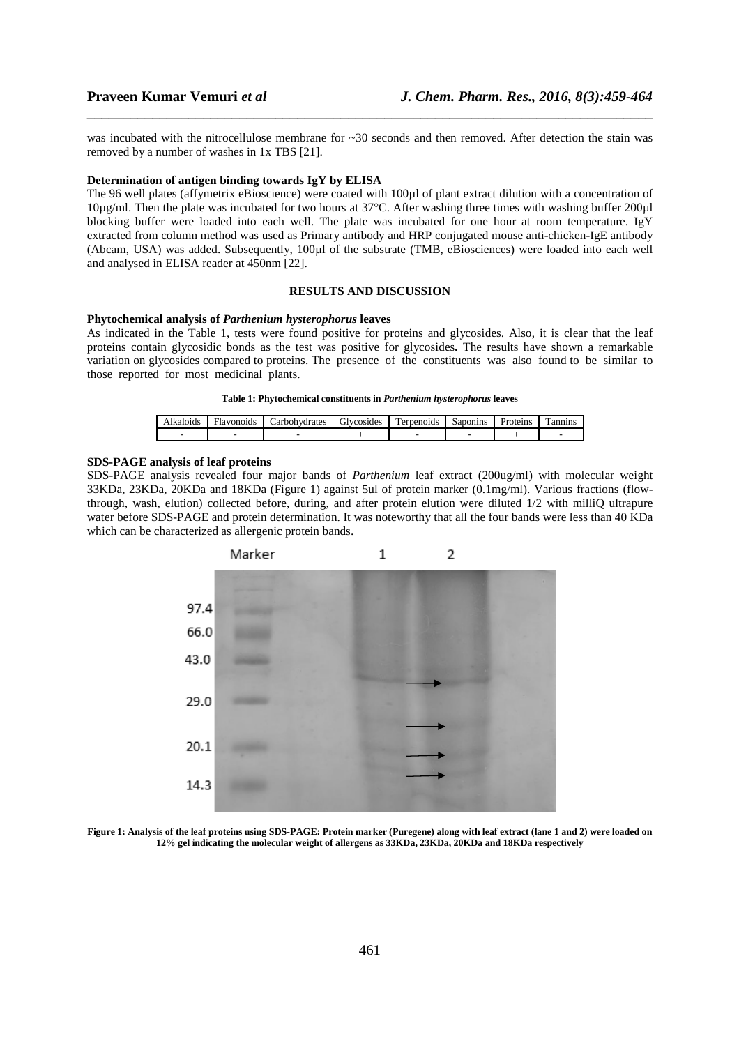was incubated with the nitrocellulose membrane for ~30 seconds and then removed. After detection the stain was removed by a number of washes in 1x TBS [21].

**Determination of antigen binding towards IgY by ELISA**

The 96 well plates (affymetrix eBioscience) were coated with 100µl of plant extract dilution with a concentration of 10µg/ml. Then the plate was incubated for two hours at 37°C. After washing three times with washing buffer 200µl blocking buffer were loaded into each well. The plate was incubated for one hour at room temperature. IgY extracted from column method was used as Primary antibody and HRP conjugated mouse anti-chicken-IgE antibody (Abcam, USA) was added. Subsequently, 100µl of the substrate (TMB, eBiosciences) were loaded into each well and analysed in ELISA reader at 450nm [22].

## RESULTS AND DISCUSSION

**Phytochemical analysis of *Parthenium hysterophorus* leaves**

As indicated in the Table 1, tests were found positive for proteins and glycosides. Also, it is clear that the leaf proteins contain glycosidic bonds as the test was positive for glycosides**.** The results have shown a remarkable variation on glycosides compared to proteins. The presence of the constituents was also found to be similar to those reported for most medicinal plants.

**Table 1: Phytochemical constituents in *Parthenium hysterophorus* leaves**

| Alkaloids | Flavonoids | Carbohydrates | Glycosides | Terpenoids | Saponins | Proteins | Tannins |
|---|---|---|---|---|---|---|---|
| - | - | - | + | - | - | + | - |

**SDS-PAGE analysis of leaf proteins**

SDS-PAGE analysis revealed four major bands of *Parthenium* leaf extract (200ug/ml) with molecular weight 33KDa, 23KDa, 20KDa and 18KDa (Figure 1) against 5ul of protein marker (0.1mg/ml). Various fractions (flow-through, wash, elution) collected before, during, and after protein elution were diluted 1/2 with milliQ ultrapure water before SDS-PAGE and protein determination. It was noteworthy that all the four bands were less than 40 KDa which can be characterized as allergenic protein bands.

**Figure 1: Analysis of the leaf proteins using SDS-PAGE: Protein marker (Puregene) along with leaf extract (lane 1 and 2) were loaded on 12% gel indicating the molecular weight of allergens as 33KDa, 23KDa, 20KDa and 18KDa respectively**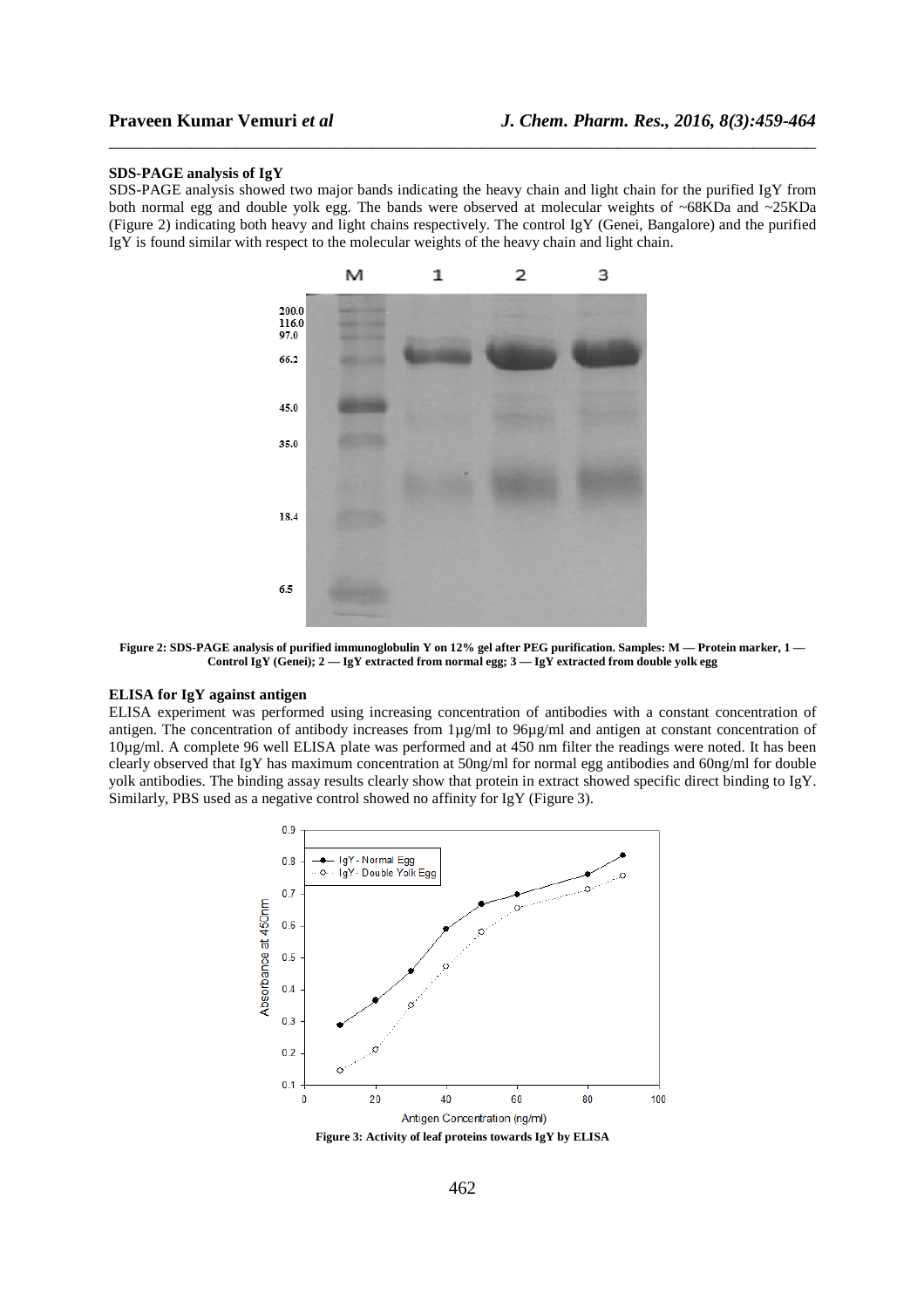### SDS-PAGE analysis of IgY

SDS-PAGE analysis showed two major bands indicating the heavy chain and light chain for the purified IgY from both normal egg and double yolk egg. The bands were observed at molecular weights of ~68KDa and ~25KDa (Figure 2) indicating both heavy and light chains respectively. The control IgY (Genei, Bangalore) and the purified IgY is found similar with respect to the molecular weights of the heavy chain and light chain.

**Figure 2: SDS-PAGE analysis of purified immunoglobulin Y on 12% gel after PEG purification. Samples: M — Protein marker, 1 — Control IgY (Genei); 2 — IgY extracted from normal egg; 3 — IgY extracted from double yolk egg**

### ELISA for IgY against antigen

ELISA experiment was performed using increasing concentration of antibodies with a constant concentration of antigen. The concentration of antibody increases from 1µg/ml to 96µg/ml and antigen at constant concentration of 10µg/ml. A complete 96 well ELISA plate was performed and at 450 nm filter the readings were noted. It has been clearly observed that IgY has maximum concentration at 50ng/ml for normal egg antibodies and 60ng/ml for double yolk antibodies. The binding assay results clearly show that protein in extract showed specific direct binding to IgY. Similarly, PBS used as a negative control showed no affinity for IgY (Figure 3).

**Figure 3: Activity of leaf proteins towards IgY by ELISA**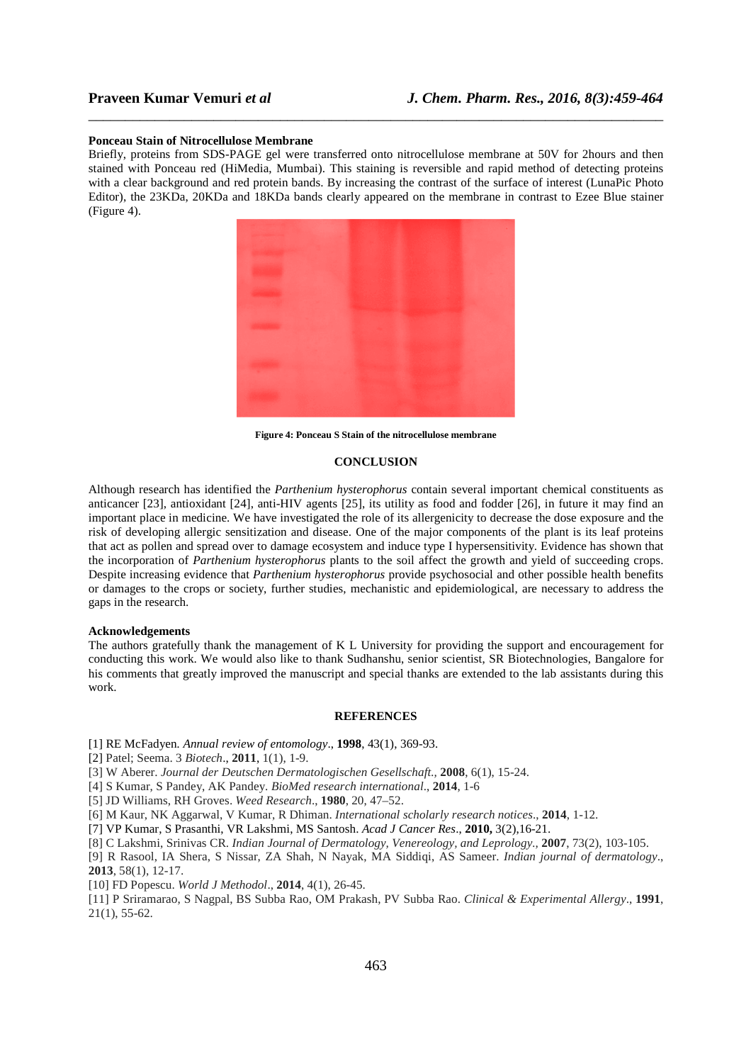**Ponceau Stain of Nitrocellulose Membrane**

Briefly, proteins from SDS-PAGE gel were transferred onto nitrocellulose membrane at 50V for 2hours and then stained with Ponceau red (HiMedia, Mumbai). This staining is reversible and rapid method of detecting proteins with a clear background and red protein bands. By increasing the contrast of the surface of interest (LunaPic Photo Editor), the 23KDa, 20KDa and 18KDa bands clearly appeared on the membrane in contrast to Ezee Blue stainer (Figure 4).

**Figure 4: Ponceau S Stain of the nitrocellulose membrane**

## CONCLUSION

Although research has identified the *Parthenium hysterophorus* contain several important chemical constituents as anticancer [23], antioxidant [24], anti-HIV agents [25], its utility as food and fodder [26], in future it may find an important place in medicine. We have investigated the role of its allergenicity to decrease the dose exposure and the risk of developing allergic sensitization and disease. One of the major components of the plant is its leaf proteins that act as pollen and spread over to damage ecosystem and induce type I hypersensitivity. Evidence has shown that the incorporation of *Parthenium hysterophorus* plants to the soil affect the growth and yield of succeeding crops. Despite increasing evidence that *Parthenium hysterophorus* provide psychosocial and other possible health benefits or damages to the crops or society, further studies, mechanistic and epidemiological, are necessary to address the gaps in the research.

**Acknowledgements**

The authors gratefully thank the management of K L University for providing the support and encouragement for conducting this work. We would also like to thank Sudhanshu, senior scientist, SR Biotechnologies, Bangalore for his comments that greatly improved the manuscript and special thanks are extended to the lab assistants during this work.

## REFERENCES

[1] RE McFadyen. *Annual review of entomology*., **1998**, 43(1), 369-93.

[2] Patel; Seema. 3 *Biotech*., **2011**, 1(1), 1-9.

[3] W Aberer. *Journal der Deutschen Dermatologischen Gesellschaft.*, **2008**, 6(1), 15-24.

[4] S Kumar, S Pandey, AK Pandey. *BioMed research international*., **2014**, 1-6

[5] JD Williams, RH Groves. *Weed Research*., **1980**, 20, 47–52.

[6] M Kaur, NK Aggarwal, V Kumar, R Dhiman. *International scholarly research notices*., **2014**, 1-12.

[7] VP Kumar, S Prasanthi, VR Lakshmi, MS Santosh. *Acad J Cancer Res*., **2010,** 3(2),16-21.

[8] C Lakshmi, Srinivas CR. *Indian Journal of Dermatology, Venereology, and Leprology*., **2007**, 73(2), 103-105.

[9] R Rasool, IA Shera, S Nissar, ZA Shah, N Nayak, MA Siddiqi, AS Sameer. *Indian journal of dermatology*., **2013**, 58(1), 12-17.

[10] FD Popescu. *World J Methodol*., **2014**, 4(1), 26-45.

[11] P Sriramarao, S Nagpal, BS Subba Rao, OM Prakash, PV Subba Rao. *Clinical & Experimental Allergy*., **1991**, 21(1), 55-62.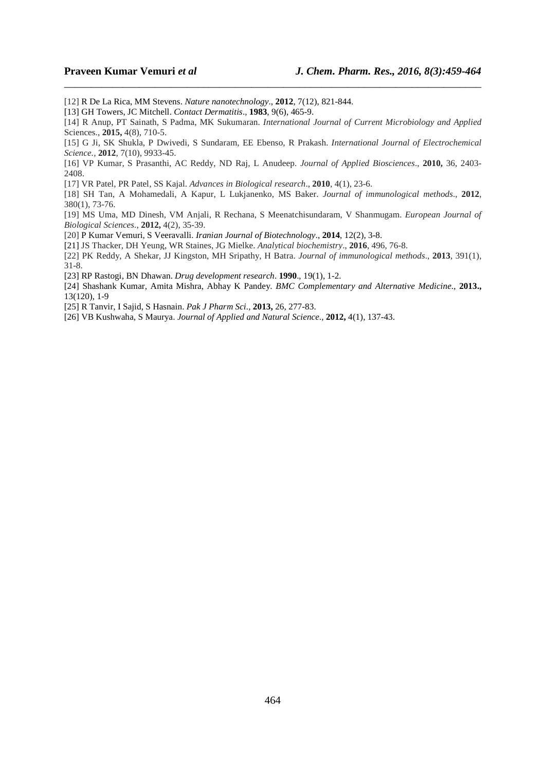[12] R De La Rica, MM Stevens. *Nature nanotechnology*., **2012**, 7(12), 821-844.

[13] GH Towers, JC Mitchell. *Contact Dermatitis*., **1983**, 9(6), 465-9.

[14] R Anup, PT Sainath, S Padma, MK Sukumaran. *International Journal of Current Microbiology and Applied* Sciences., **2015,** 4(8), 710-5.

[15] G Ji, SK Shukla, P Dwivedi, S Sundaram, EE Ebenso, R Prakash. *International Journal of Electrochemical Science.*, **2012**, 7(10), 9933-45.

[16] VP Kumar, S Prasanthi, AC Reddy, ND Raj, L Anudeep. *Journal of Applied Biosciences*., **2010,** 36, 2403-2408.

[17] VR Patel, PR Patel, SS Kajal. *Advances in Biological research*., **2010**, 4(1), 23-6.

[18] SH Tan, A Mohamedali, A Kapur, L Lukjanenko, MS Baker. *Journal of immunological methods*., **2012**, 380(1), 73-76.

[19] MS Uma, MD Dinesh, VM Anjali, R Rechana, S Meenatchisundaram, V Shanmugam. *European Journal of Biological Sciences.*, **2012,** 4(2), 35-39.

[20] P Kumar Vemuri, S Veeravalli. *Iranian Journal of Biotechnology*., **2014**, 12(2), 3-8.

[21] JS Thacker, DH Yeung, WR Staines, JG Mielke. *Analytical biochemistry*., **2016**, 496, 76-8.

[22] PK Reddy, A Shekar, JJ Kingston, MH Sripathy, H Batra. *Journal of immunological methods*., **2013**, 391(1), 31-8.

[23] RP Rastogi, BN Dhawan. *Drug development research*. **1990**., 19(1), 1-2.

[24] Shashank Kumar, Amita Mishra, Abhay K Pandey. *BMC Complementary and Alternative Medicine*., **2013.,** 13(120), 1-9

[25] R Tanvir, I Sajid, S Hasnain. *Pak J Pharm Sci.*, **2013,** 26, 277-83.

[26] VB Kushwaha, S Maurya. *Journal of Applied and Natural Science*., **2012,** 4(1), 137-43.